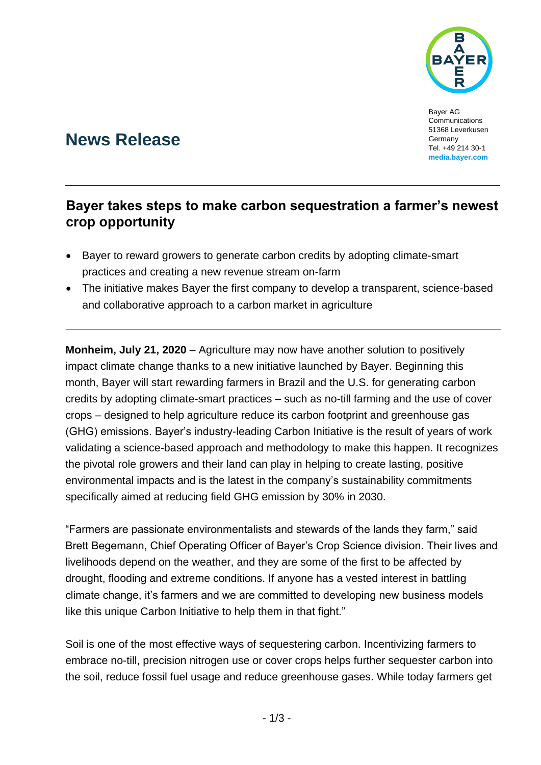Bayer AG
Communications
51368 Leverkusen
Germany
Tel. +49 214 30-1
**media.bayer.com**

# News Release

## Bayer takes steps to make carbon sequestration a farmer's newest crop opportunity

- Bayer to reward growers to generate carbon credits by adopting climate-smart practices and creating a new revenue stream on-farm
- The initiative makes Bayer the first company to develop a transparent, science-based and collaborative approach to a carbon market in agriculture

**Monheim, July 21, 2020** – Agriculture may now have another solution to positively impact climate change thanks to a new initiative launched by Bayer. Beginning this month, Bayer will start rewarding farmers in Brazil and the U.S. for generating carbon credits by adopting climate-smart practices – such as no-till farming and the use of cover crops – designed to help agriculture reduce its carbon footprint and greenhouse gas (GHG) emissions. Bayer's industry-leading Carbon Initiative is the result of years of work validating a science-based approach and methodology to make this happen. It recognizes the pivotal role growers and their land can play in helping to create lasting, positive environmental impacts and is the latest in the company's sustainability commitments specifically aimed at reducing field GHG emission by 30% in 2030.

"Farmers are passionate environmentalists and stewards of the lands they farm," said Brett Begemann, Chief Operating Officer of Bayer's Crop Science division. Their lives and livelihoods depend on the weather, and they are some of the first to be affected by drought, flooding and extreme conditions. If anyone has a vested interest in battling climate change, it's farmers and we are committed to developing new business models like this unique Carbon Initiative to help them in that fight."

Soil is one of the most effective ways of sequestering carbon. Incentivizing farmers to embrace no-till, precision nitrogen use or cover crops helps further sequester carbon into the soil, reduce fossil fuel usage and reduce greenhouse gases. While today farmers get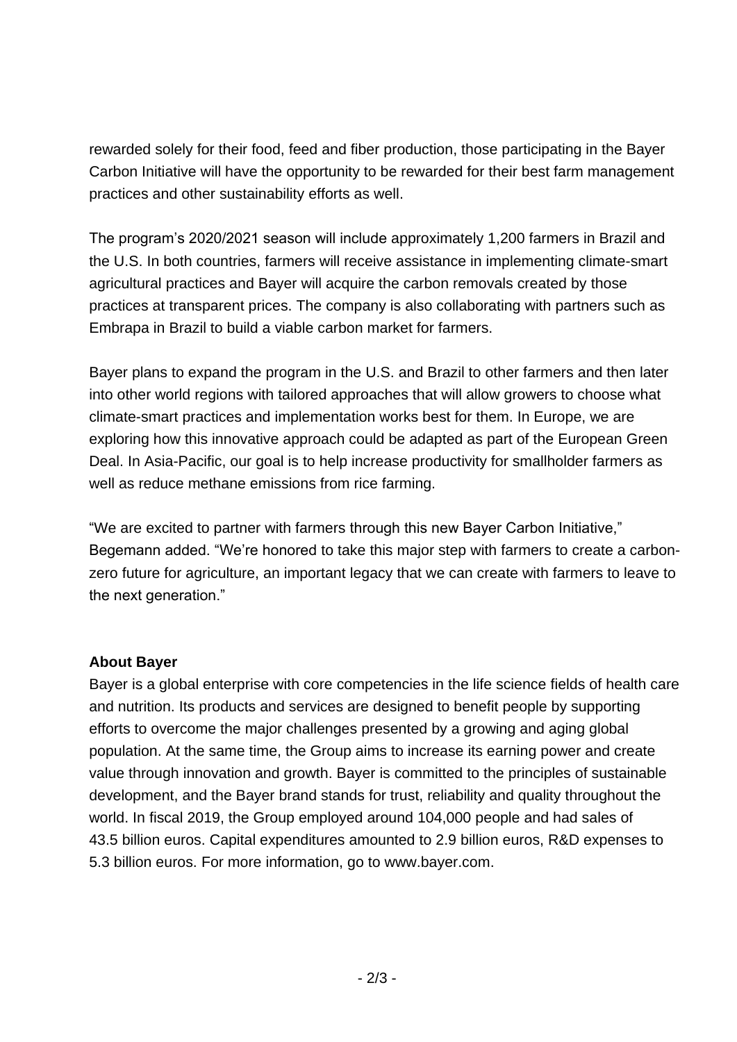rewarded solely for their food, feed and fiber production, those participating in the Bayer Carbon Initiative will have the opportunity to be rewarded for their best farm management practices and other sustainability efforts as well.

The program's 2020/2021 season will include approximately 1,200 farmers in Brazil and the U.S. In both countries, farmers will receive assistance in implementing climate-smart agricultural practices and Bayer will acquire the carbon removals created by those practices at transparent prices. The company is also collaborating with partners such as Embrapa in Brazil to build a viable carbon market for farmers.

Bayer plans to expand the program in the U.S. and Brazil to other farmers and then later into other world regions with tailored approaches that will allow growers to choose what climate-smart practices and implementation works best for them. In Europe, we are exploring how this innovative approach could be adapted as part of the European Green Deal. In Asia-Pacific, our goal is to help increase productivity for smallholder farmers as well as reduce methane emissions from rice farming.

"We are excited to partner with farmers through this new Bayer Carbon Initiative," Begemann added. "We're honored to take this major step with farmers to create a carbon-zero future for agriculture, an important legacy that we can create with farmers to leave to the next generation."

**About Bayer**

Bayer is a global enterprise with core competencies in the life science fields of health care and nutrition. Its products and services are designed to benefit people by supporting efforts to overcome the major challenges presented by a growing and aging global population. At the same time, the Group aims to increase its earning power and create value through innovation and growth. Bayer is committed to the principles of sustainable development, and the Bayer brand stands for trust, reliability and quality throughout the world. In fiscal 2019, the Group employed around 104,000 people and had sales of 43.5 billion euros. Capital expenditures amounted to 2.9 billion euros, R&D expenses to 5.3 billion euros. For more information, go to www.bayer.com.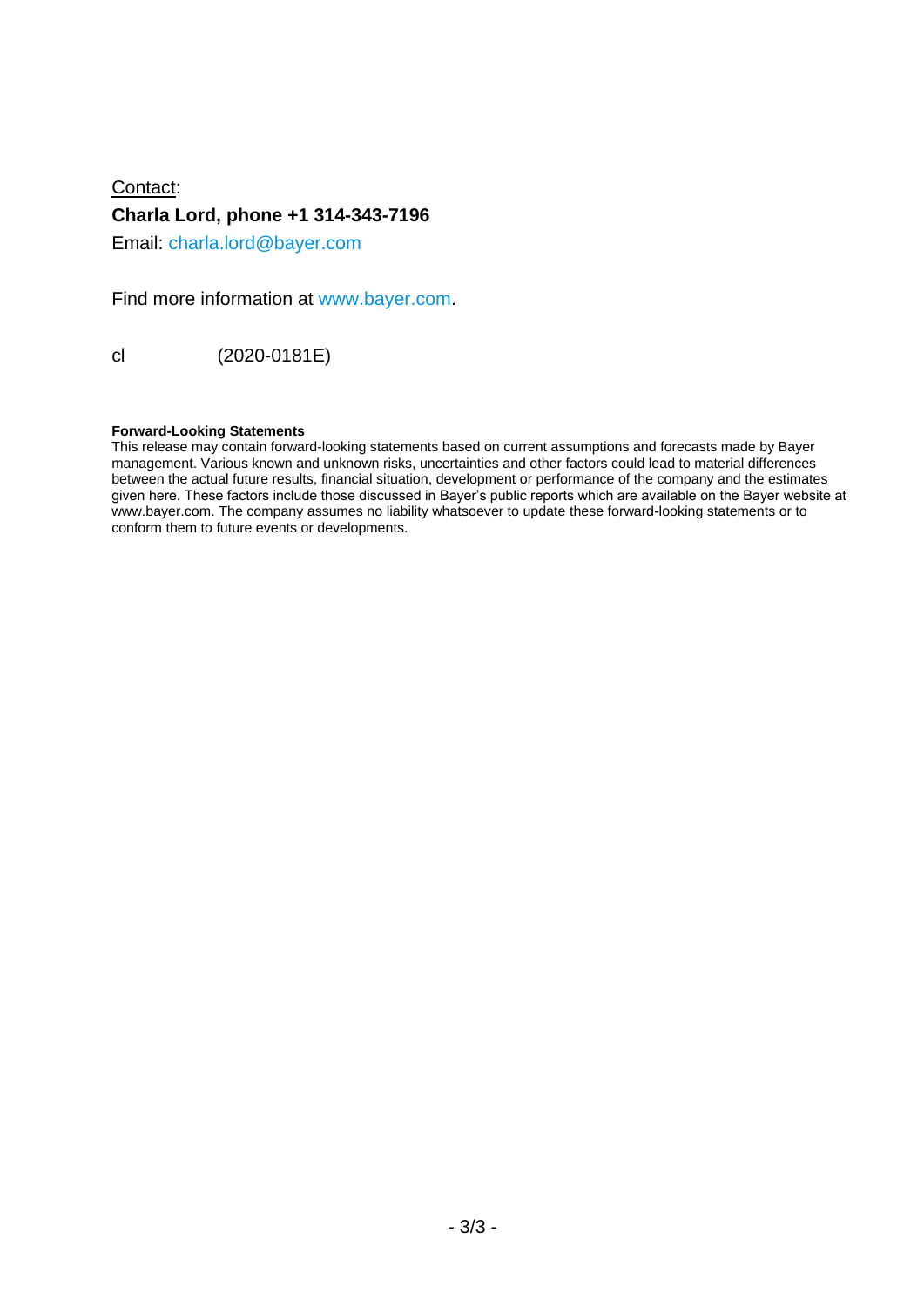Contact:

**Charla Lord, phone +1 314-343-7196**

Email: charla.lord@bayer.com

Find more information at www.bayer.com.

cl (2020-0181E)

**Forward-Looking Statements**

This release may contain forward-looking statements based on current assumptions and forecasts made by Bayer management. Various known and unknown risks, uncertainties and other factors could lead to material differences between the actual future results, financial situation, development or performance of the company and the estimates given here. These factors include those discussed in Bayer's public reports which are available on the Bayer website at www.bayer.com. The company assumes no liability whatsoever to update these forward-looking statements or to conform them to future events or developments.